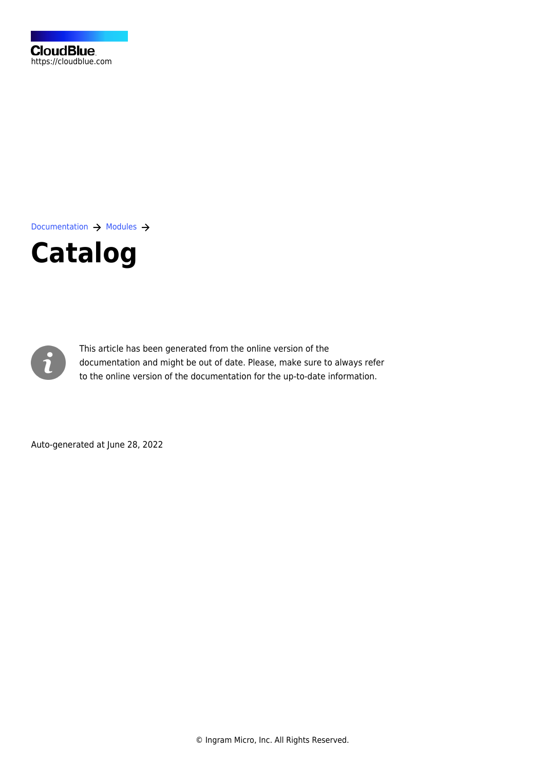CloudBlue
https://cloudblue.com

Documentation → Modules →

# Catalog

This article has been generated from the online version of the documentation and might be out of date. Please, make sure to always refer to the online version of the documentation for the up-to-date information.

Auto-generated at June 28, 2022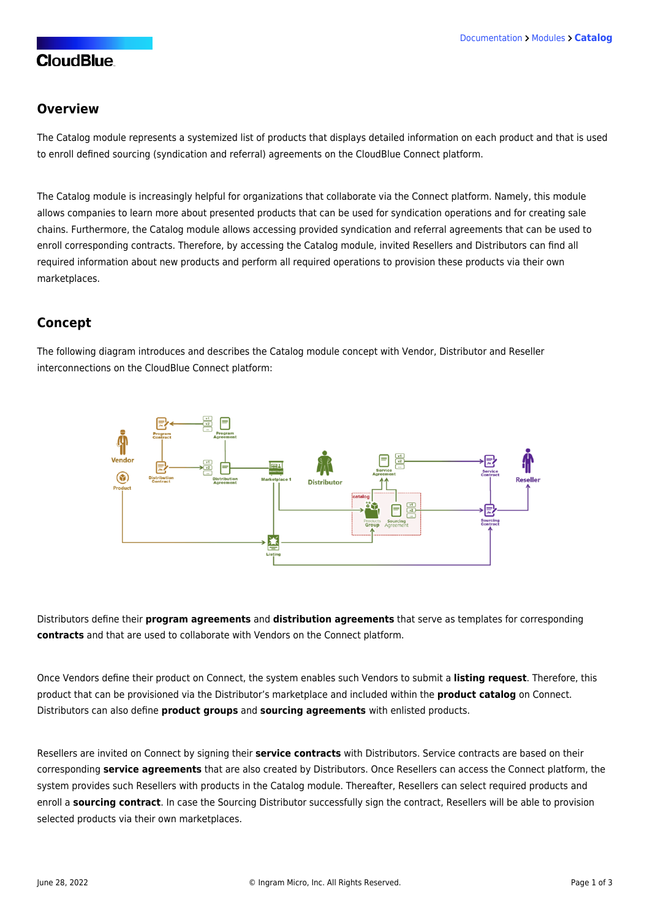## Overview

The Catalog module represents a systemized list of products that displays detailed information on each product and that is used to enroll defined sourcing (syndication and referral) agreements on the CloudBlue Connect platform.

The Catalog module is increasingly helpful for organizations that collaborate via the Connect platform. Namely, this module allows companies to learn more about presented products that can be used for syndication operations and for creating sale chains. Furthermore, the Catalog module allows accessing provided syndication and referral agreements that can be used to enroll corresponding contracts. Therefore, by accessing the Catalog module, invited Resellers and Distributors can find all required information about new products and perform all required operations to provision these products via their own marketplaces.

## Concept

The following diagram introduces and describes the Catalog module concept with Vendor, Distributor and Reseller interconnections on the CloudBlue Connect platform:

Distributors define their **program agreements** and **distribution agreements** that serve as templates for corresponding **contracts** and that are used to collaborate with Vendors on the Connect platform.

Once Vendors define their product on Connect, the system enables such Vendors to submit a **listing request**. Therefore, this product that can be provisioned via the Distributor's marketplace and included within the **product catalog** on Connect. Distributors can also define **product groups** and **sourcing agreements** with enlisted products.

Resellers are invited on Connect by signing their **service contracts** with Distributors. Service contracts are based on their corresponding **service agreements** that are also created by Distributors. Once Resellers can access the Connect platform, the system provides such Resellers with products in the Catalog module. Thereafter, Resellers can select required products and enroll a **sourcing contract**. In case the Sourcing Distributor successfully sign the contract, Resellers will be able to provision selected products via their own marketplaces.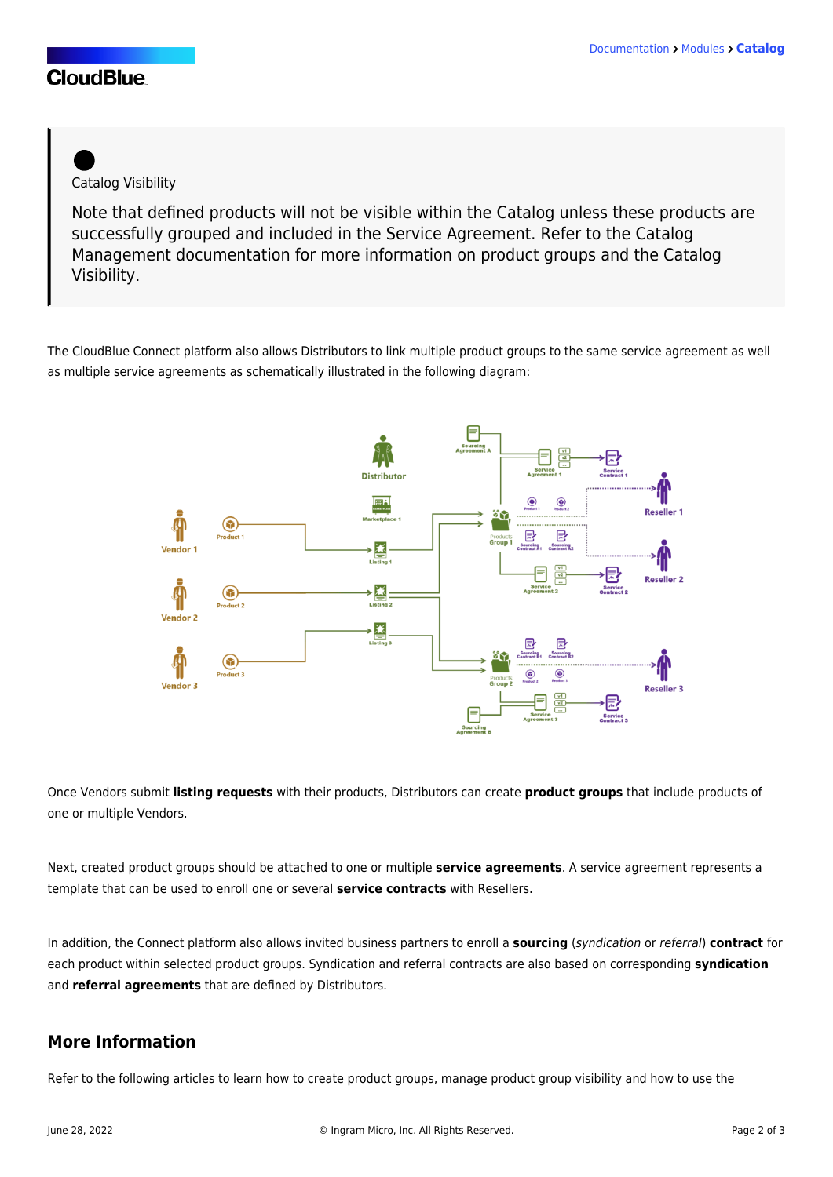Catalog Visibility

Note that defined products will not be visible within the Catalog unless these products are successfully grouped and included in the Service Agreement. Refer to the Catalog Management documentation for more information on product groups and the Catalog Visibility.

The CloudBlue Connect platform also allows Distributors to link multiple product groups to the same service agreement as well as multiple service agreements as schematically illustrated in the following diagram:

Once Vendors submit **listing requests** with their products, Distributors can create **product groups** that include products of one or multiple Vendors.

Next, created product groups should be attached to one or multiple **service agreements**. A service agreement represents a template that can be used to enroll one or several **service contracts** with Resellers.

In addition, the Connect platform also allows invited business partners to enroll a **sourcing** (*syndication* or *referral*) **contract** for each product within selected product groups. Syndication and referral contracts are also based on corresponding **syndication** and **referral agreements** that are defined by Distributors.

## More Information

Refer to the following articles to learn how to create product groups, manage product group visibility and how to use the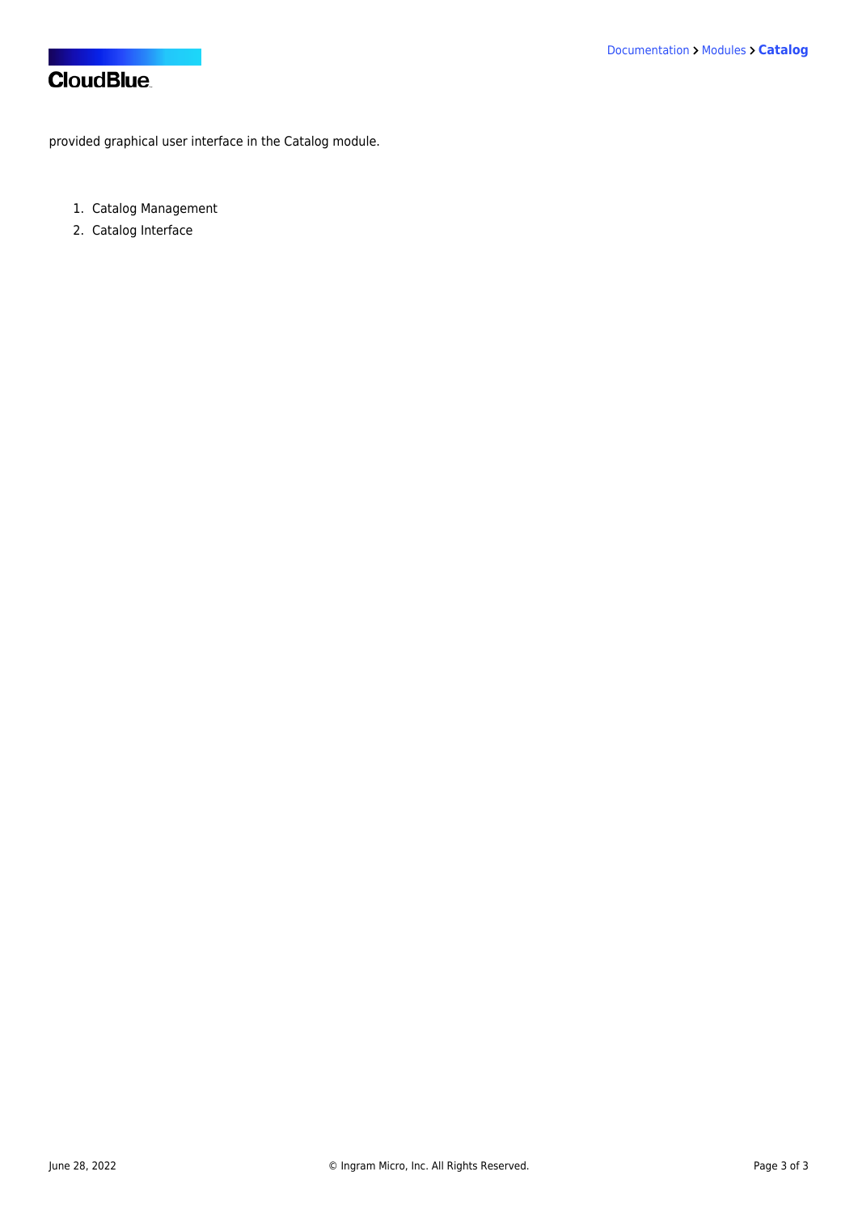provided graphical user interface in the Catalog module.

1. Catalog Management
2. Catalog Interface